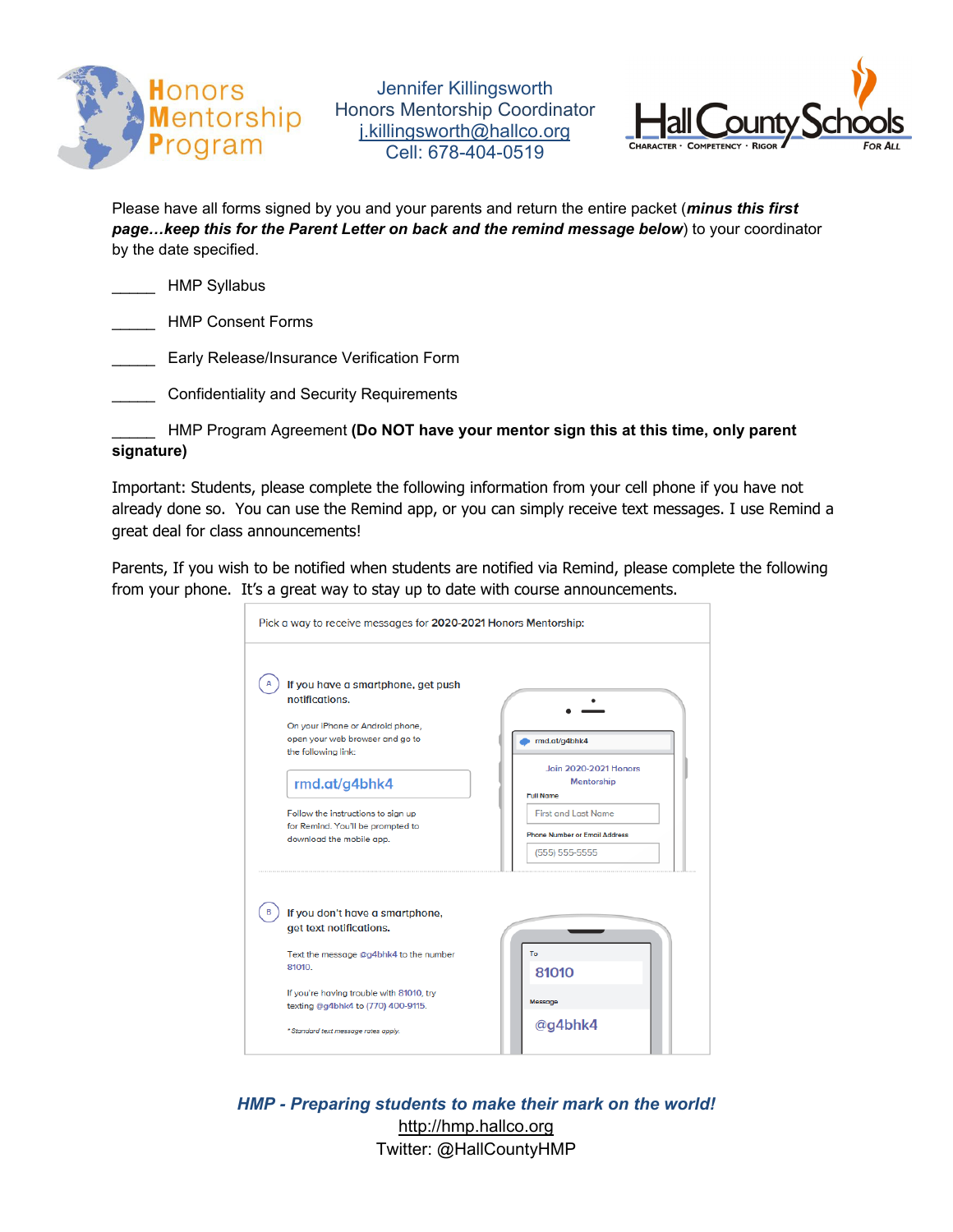Honors Mentorship Program

Jennifer Killingsworth
Honors Mentorship Coordinator
j.killingsworth@hallco.org
Cell: 678-404-0519

Hall County Schools
CHARACTER · COMPETENCY · RIGOR FOR ALL

Please have all forms signed by you and your parents and return the entire packet (***minus this first page…keep this for the Parent Letter on back and the remind message below***) to your coordinator by the date specified.

_____ HMP Syllabus

_____ HMP Consent Forms

_____ Early Release/Insurance Verification Form

_____ Confidentiality and Security Requirements

_____ HMP Program Agreement **(Do NOT have your mentor sign this at this time, only parent signature)**

Important: Students, please complete the following information from your cell phone if you have not already done so. You can use the Remind app, or you can simply receive text messages. I use Remind a great deal for class announcements!

Parents, If you wish to be notified when students are notified via Remind, please complete the following from your phone. It's a great way to stay up to date with course announcements.

Pick a way to receive messages for **2020-2021 Honors Mentorship**:

**A** **If you have a smartphone, get push notifications.**

On your iPhone or Android phone, open your web browser and go to the following link:

rmd.at/g4bhk4

Follow the instructions to sign up for Remind. You'll be prompted to download the mobile app.

rmd.at/g4bhk4
Join 2020-2021 Honors Mentorship
Full Name: First and Last Name
Phone Number or Email Address: (555) 555-5555

**B** **If you don't have a smartphone, get text notifications.**

Text the message @g4bhk4 to the number 81010.

If you're having trouble with 81010, try texting @g4bhk4 to (770) 400-9115.

*\* Standard text message rates apply.*

To: 81010
Message: @g4bhk4

***HMP - Preparing students to make their mark on the world!***

http://hmp.hallco.org

Twitter: @HallCountyHMP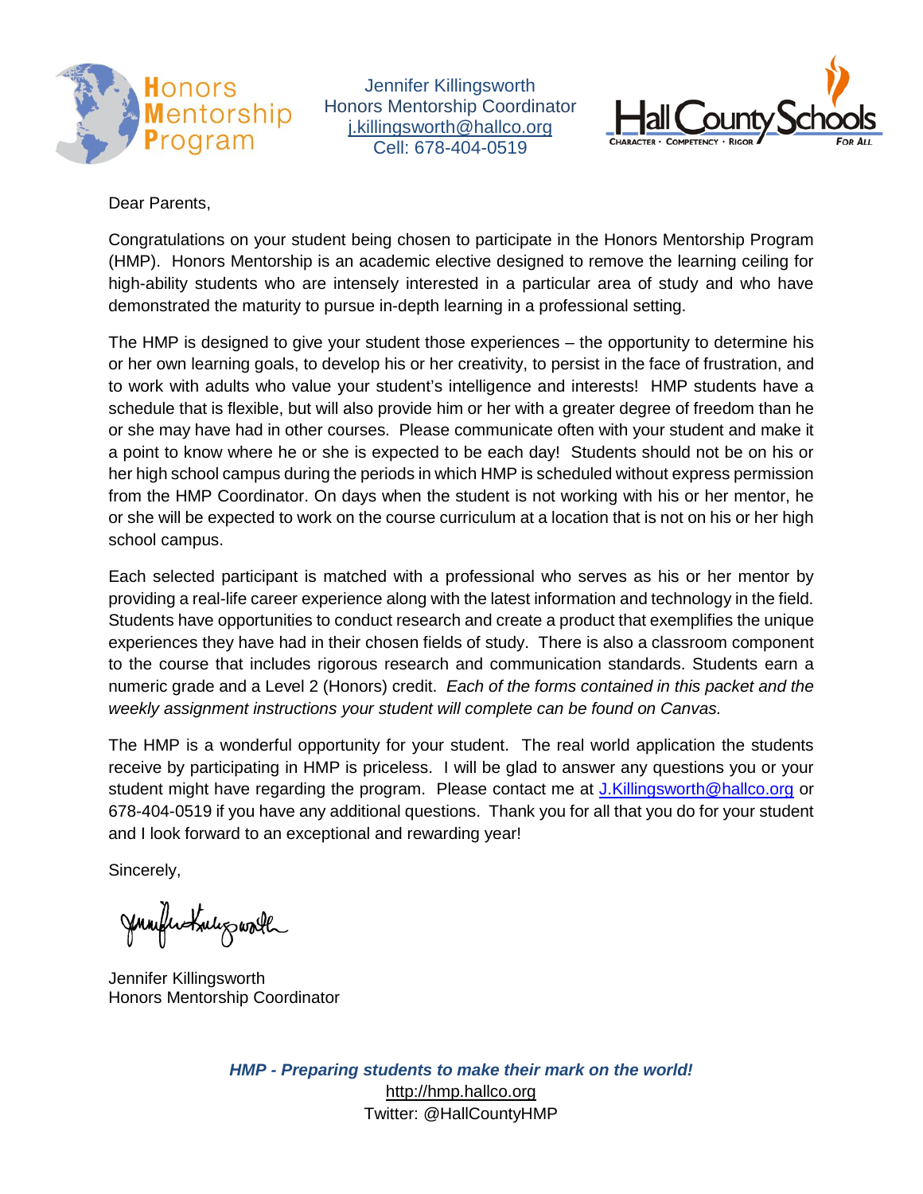Honors Mentorship Program

Jennifer Killingsworth
Honors Mentorship Coordinator
j.killingsworth@hallco.org
Cell: 678-404-0519

Hall County Schools
CHARACTER · COMPETENCY · RIGOR · FOR ALL

Dear Parents,

Congratulations on your student being chosen to participate in the Honors Mentorship Program (HMP). Honors Mentorship is an academic elective designed to remove the learning ceiling for high-ability students who are intensely interested in a particular area of study and who have demonstrated the maturity to pursue in-depth learning in a professional setting.

The HMP is designed to give your student those experiences – the opportunity to determine his or her own learning goals, to develop his or her creativity, to persist in the face of frustration, and to work with adults who value your student's intelligence and interests! HMP students have a schedule that is flexible, but will also provide him or her with a greater degree of freedom than he or she may have had in other courses. Please communicate often with your student and make it a point to know where he or she is expected to be each day! Students should not be on his or her high school campus during the periods in which HMP is scheduled without express permission from the HMP Coordinator. On days when the student is not working with his or her mentor, he or she will be expected to work on the course curriculum at a location that is not on his or her high school campus.

Each selected participant is matched with a professional who serves as his or her mentor by providing a real-life career experience along with the latest information and technology in the field. Students have opportunities to conduct research and create a product that exemplifies the unique experiences they have had in their chosen fields of study. There is also a classroom component to the course that includes rigorous research and communication standards. Students earn a numeric grade and a Level 2 (Honors) credit. *Each of the forms contained in this packet and the weekly assignment instructions your student will complete can be found on Canvas.*

The HMP is a wonderful opportunity for your student. The real world application the students receive by participating in HMP is priceless. I will be glad to answer any questions you or your student might have regarding the program. Please contact me at J.Killingsworth@hallco.org or 678-404-0519 if you have any additional questions. Thank you for all that you do for your student and I look forward to an exceptional and rewarding year!

Sincerely,

Jennifer Killingsworth
Honors Mentorship Coordinator

***HMP - Preparing students to make their mark on the world!***
http://hmp.hallco.org
Twitter: @HallCountyHMP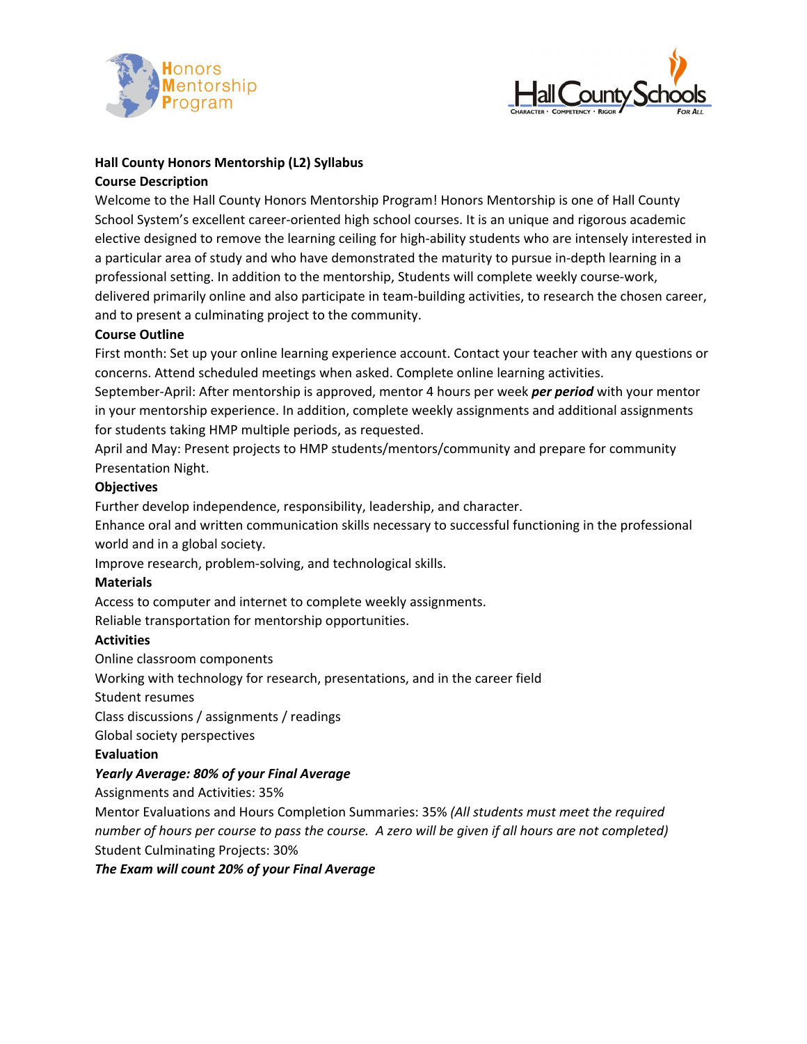**Hall County Honors Mentorship (L2) Syllabus**

**Course Description**

Welcome to the Hall County Honors Mentorship Program! Honors Mentorship is one of Hall County School System's excellent career-oriented high school courses. It is an unique and rigorous academic elective designed to remove the learning ceiling for high-ability students who are intensely interested in a particular area of study and who have demonstrated the maturity to pursue in-depth learning in a professional setting. In addition to the mentorship, Students will complete weekly course-work, delivered primarily online and also participate in team-building activities, to research the chosen career, and to present a culminating project to the community.

**Course Outline**

First month: Set up your online learning experience account. Contact your teacher with any questions or concerns. Attend scheduled meetings when asked. Complete online learning activities.

September-April: After mentorship is approved, mentor 4 hours per week ***per period*** with your mentor in your mentorship experience. In addition, complete weekly assignments and additional assignments for students taking HMP multiple periods, as requested.

April and May: Present projects to HMP students/mentors/community and prepare for community Presentation Night.

**Objectives**

Further develop independence, responsibility, leadership, and character.

Enhance oral and written communication skills necessary to successful functioning in the professional world and in a global society.

Improve research, problem-solving, and technological skills.

**Materials**

Access to computer and internet to complete weekly assignments.

Reliable transportation for mentorship opportunities.

**Activities**

Online classroom components

Working with technology for research, presentations, and in the career field

Student resumes

Class discussions / assignments / readings

Global society perspectives

**Evaluation**

***Yearly Average: 80% of your Final Average***

Assignments and Activities: 35%

Mentor Evaluations and Hours Completion Summaries: 35% *(All students must meet the required number of hours per course to pass the course. A zero will be given if all hours are not completed)*

Student Culminating Projects: 30%

***The Exam will count 20% of your Final Average***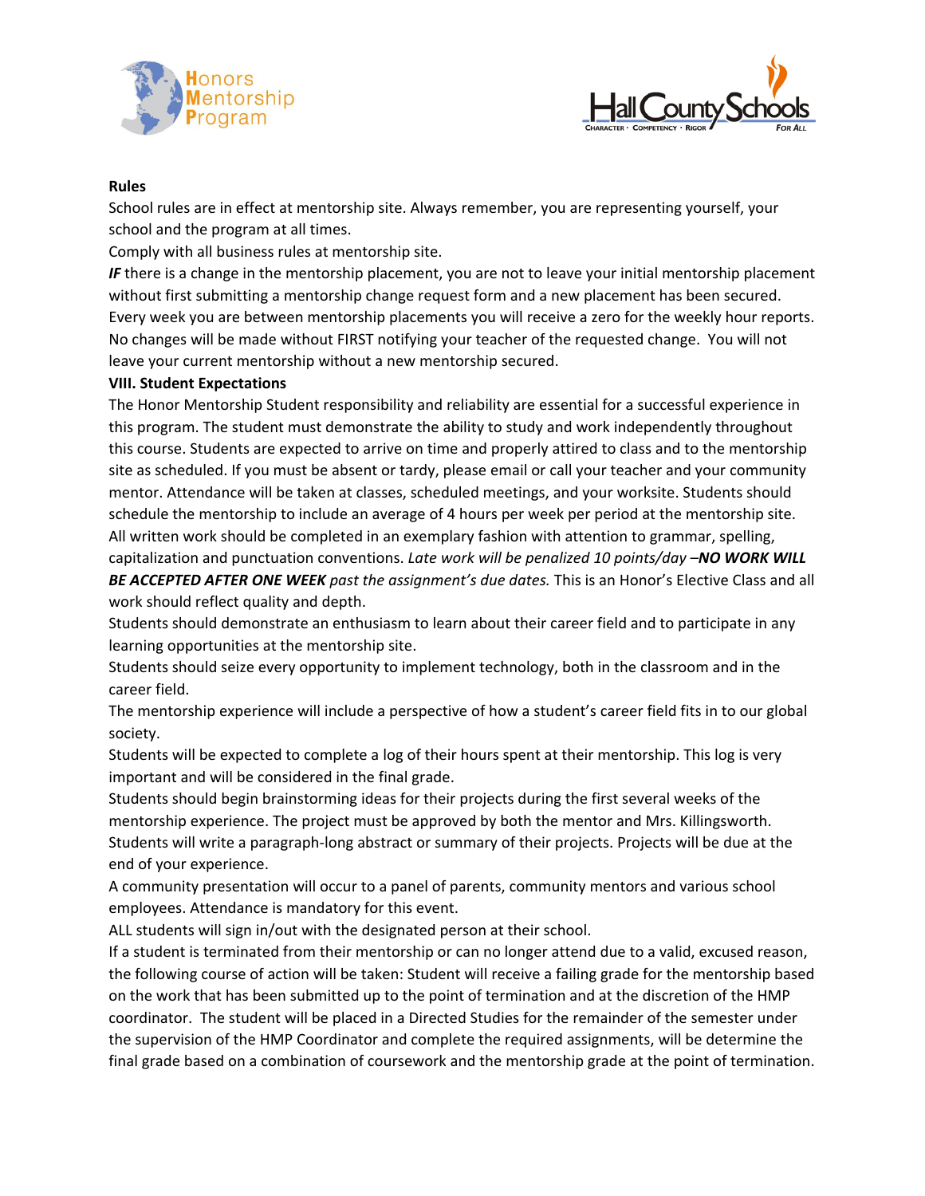**Rules**

School rules are in effect at mentorship site. Always remember, you are representing yourself, your school and the program at all times.

Comply with all business rules at mentorship site.

***IF*** there is a change in the mentorship placement, you are not to leave your initial mentorship placement without first submitting a mentorship change request form and a new placement has been secured. Every week you are between mentorship placements you will receive a zero for the weekly hour reports. No changes will be made without FIRST notifying your teacher of the requested change. You will not leave your current mentorship without a new mentorship secured.

**VIII. Student Expectations**

The Honor Mentorship Student responsibility and reliability are essential for a successful experience in this program. The student must demonstrate the ability to study and work independently throughout this course. Students are expected to arrive on time and properly attired to class and to the mentorship site as scheduled. If you must be absent or tardy, please email or call your teacher and your community mentor. Attendance will be taken at classes, scheduled meetings, and your worksite. Students should schedule the mentorship to include an average of 4 hours per week per period at the mentorship site. All written work should be completed in an exemplary fashion with attention to grammar, spelling, capitalization and punctuation conventions. *Late work will be penalized 10 points/day –**NO WORK WILL BE ACCEPTED AFTER ONE WEEK** past the assignment's due dates.* This is an Honor's Elective Class and all work should reflect quality and depth.

Students should demonstrate an enthusiasm to learn about their career field and to participate in any learning opportunities at the mentorship site.

Students should seize every opportunity to implement technology, both in the classroom and in the career field.

The mentorship experience will include a perspective of how a student's career field fits in to our global society.

Students will be expected to complete a log of their hours spent at their mentorship. This log is very important and will be considered in the final grade.

Students should begin brainstorming ideas for their projects during the first several weeks of the mentorship experience. The project must be approved by both the mentor and Mrs. Killingsworth. Students will write a paragraph-long abstract or summary of their projects. Projects will be due at the end of your experience.

A community presentation will occur to a panel of parents, community mentors and various school employees. Attendance is mandatory for this event.

ALL students will sign in/out with the designated person at their school.

If a student is terminated from their mentorship or can no longer attend due to a valid, excused reason, the following course of action will be taken: Student will receive a failing grade for the mentorship based on the work that has been submitted up to the point of termination and at the discretion of the HMP coordinator. The student will be placed in a Directed Studies for the remainder of the semester under the supervision of the HMP Coordinator and complete the required assignments, will be determine the final grade based on a combination of coursework and the mentorship grade at the point of termination.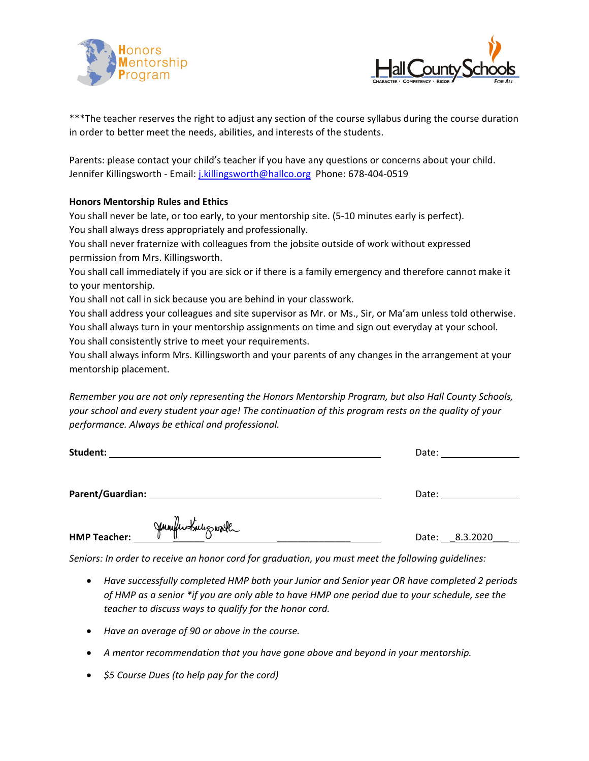***The teacher reserves the right to adjust any section of the course syllabus during the course duration in order to better meet the needs, abilities, and interests of the students.

Parents: please contact your child's teacher if you have any questions or concerns about your child.
Jennifer Killingsworth - Email: [j.killingsworth@hallco.org](mailto:j.killingsworth@hallco.org) Phone: 678-404-0519

**Honors Mentorship Rules and Ethics**

You shall never be late, or too early, to your mentorship site. (5-10 minutes early is perfect).
You shall always dress appropriately and professionally.
You shall never fraternize with colleagues from the jobsite outside of work without expressed permission from Mrs. Killingsworth.
You shall call immediately if you are sick or if there is a family emergency and therefore cannot make it to your mentorship.
You shall not call in sick because you are behind in your classwork.
You shall address your colleagues and site supervisor as Mr. or Ms., Sir, or Ma'am unless told otherwise.
You shall always turn in your mentorship assignments on time and sign out everyday at your school.
You shall consistently strive to meet your requirements.
You shall always inform Mrs. Killingsworth and your parents of any changes in the arrangement at your mentorship placement.

*Remember you are not only representing the Honors Mentorship Program, but also Hall County Schools, your school and every student your age! The continuation of this program rests on the quality of your performance. Always be ethical and professional.*

**Student:** ______________________________ Date: ____________

**Parent/Guardian:** ______________________________ Date: ____________

**HMP Teacher:** Jennifer Killingsworth ______________________________ Date: 8.3.2020

*Seniors: In order to receive an honor cord for graduation, you must meet the following guidelines:*

- *Have successfully completed HMP both your Junior and Senior year OR have completed 2 periods of HMP as a senior *if you are only able to have HMP one period due to your schedule, see the teacher to discuss ways to qualify for the honor cord.*
- *Have an average of 90 or above in the course.*
- *A mentor recommendation that you have gone above and beyond in your mentorship.*
- *$5 Course Dues (to help pay for the cord)*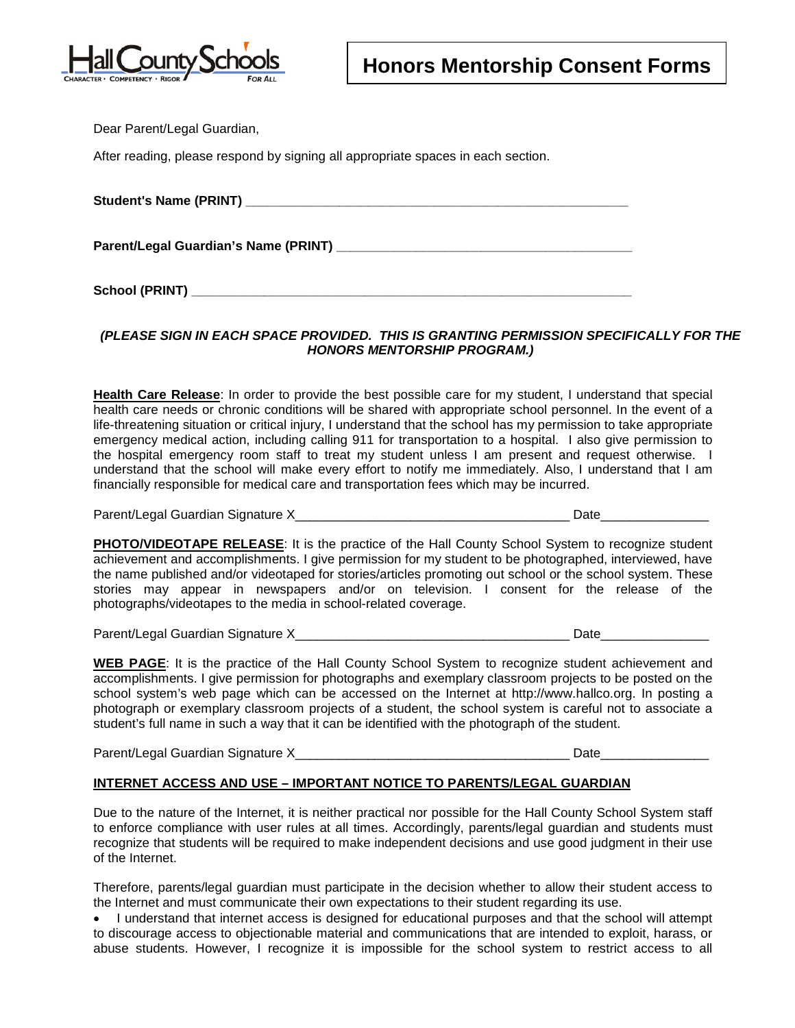# Honors Mentorship Consent Forms

Dear Parent/Legal Guardian,

After reading, please respond by signing all appropriate spaces in each section.

**Student's Name (PRINT)** _______________________________________________________

**Parent/Legal Guardian's Name (PRINT)** __________________________________________

**School (PRINT)** _______________________________________________________________

***(PLEASE SIGN IN EACH SPACE PROVIDED. THIS IS GRANTING PERMISSION SPECIFICALLY FOR THE HONORS MENTORSHIP PROGRAM.)***

**Health Care Release**: In order to provide the best possible care for my student, I understand that special health care needs or chronic conditions will be shared with appropriate school personnel. In the event of a life-threatening situation or critical injury, I understand that the school has my permission to take appropriate emergency medical action, including calling 911 for transportation to a hospital. I also give permission to the hospital emergency room staff to treat my student unless I am present and request otherwise. I understand that the school will make every effort to notify me immediately. Also, I understand that I am financially responsible for medical care and transportation fees which may be incurred.

Parent/Legal Guardian Signature X_______________________________________ Date_______________

**PHOTO/VIDEOTAPE RELEASE**: It is the practice of the Hall County School System to recognize student achievement and accomplishments. I give permission for my student to be photographed, interviewed, have the name published and/or videotaped for stories/articles promoting out school or the school system. These stories may appear in newspapers and/or on television. I consent for the release of the photographs/videotapes to the media in school-related coverage.

Parent/Legal Guardian Signature X_______________________________________ Date_______________

**WEB PAGE**: It is the practice of the Hall County School System to recognize student achievement and accomplishments. I give permission for photographs and exemplary classroom projects to be posted on the school system's web page which can be accessed on the Internet at http://www.hallco.org. In posting a photograph or exemplary classroom projects of a student, the school system is careful not to associate a student's full name in such a way that it can be identified with the photograph of the student.

Parent/Legal Guardian Signature X_______________________________________ Date_______________

**INTERNET ACCESS AND USE – IMPORTANT NOTICE TO PARENTS/LEGAL GUARDIAN**

Due to the nature of the Internet, it is neither practical nor possible for the Hall County School System staff to enforce compliance with user rules at all times. Accordingly, parents/legal guardian and students must recognize that students will be required to make independent decisions and use good judgment in their use of the Internet.

Therefore, parents/legal guardian must participate in the decision whether to allow their student access to the Internet and must communicate their own expectations to their student regarding its use.

- I understand that internet access is designed for educational purposes and that the school will attempt to discourage access to objectionable material and communications that are intended to exploit, harass, or abuse students. However, I recognize it is impossible for the school system to restrict access to all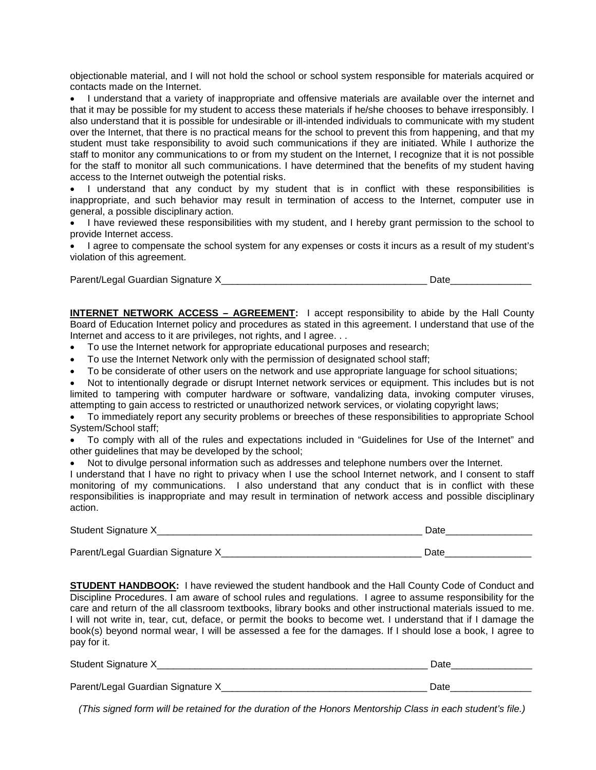objectionable material, and I will not hold the school or school system responsible for materials acquired or contacts made on the Internet.

- I understand that a variety of inappropriate and offensive materials are available over the internet and that it may be possible for my student to access these materials if he/she chooses to behave irresponsibly. I also understand that it is possible for undesirable or ill-intended individuals to communicate with my student over the Internet, that there is no practical means for the school to prevent this from happening, and that my student must take responsibility to avoid such communications if they are initiated. While I authorize the staff to monitor any communications to or from my student on the Internet, I recognize that it is not possible for the staff to monitor all such communications. I have determined that the benefits of my student having access to the Internet outweigh the potential risks.
- I understand that any conduct by my student that is in conflict with these responsibilities is inappropriate, and such behavior may result in termination of access to the Internet, computer use in general, a possible disciplinary action.
- I have reviewed these responsibilities with my student, and I hereby grant permission to the school to provide Internet access.
- I agree to compensate the school system for any expenses or costs it incurs as a result of my student's violation of this agreement.

Parent/Legal Guardian Signature X_______________________________________ Date_______________

**INTERNET NETWORK ACCESS – AGREEMENT:** I accept responsibility to abide by the Hall County Board of Education Internet policy and procedures as stated in this agreement. I understand that use of the Internet and access to it are privileges, not rights, and I agree. . .

- To use the Internet network for appropriate educational purposes and research;
- To use the Internet Network only with the permission of designated school staff;
- To be considerate of other users on the network and use appropriate language for school situations;
- Not to intentionally degrade or disrupt Internet network services or equipment. This includes but is not limited to tampering with computer hardware or software, vandalizing data, invoking computer viruses, attempting to gain access to restricted or unauthorized network services, or violating copyright laws;
- To immediately report any security problems or breeches of these responsibilities to appropriate School System/School staff;
- To comply with all of the rules and expectations included in "Guidelines for Use of the Internet" and other guidelines that may be developed by the school;
- Not to divulge personal information such as addresses and telephone numbers over the Internet.

I understand that I have no right to privacy when I use the school Internet network, and I consent to staff monitoring of my communications. I also understand that any conduct that is in conflict with these responsibilities is inappropriate and may result in termination of network access and possible disciplinary action.

Student Signature X___________________________________________________ Date________________

Parent/Legal Guardian Signature X_____________________________________ Date________________

**STUDENT HANDBOOK:** I have reviewed the student handbook and the Hall County Code of Conduct and Discipline Procedures. I am aware of school rules and regulations. I agree to assume responsibility for the care and return of the all classroom textbooks, library books and other instructional materials issued to me. I will not write in, tear, cut, deface, or permit the books to become wet. I understand that if I damage the book(s) beyond normal wear, I will be assessed a fee for the damages. If I should lose a book, I agree to pay for it.

Student Signature X____________________________________________________ Date_______________

Parent/Legal Guardian Signature X_______________________________________ Date_______________

*(This signed form will be retained for the duration of the Honors Mentorship Class in each student's file.)*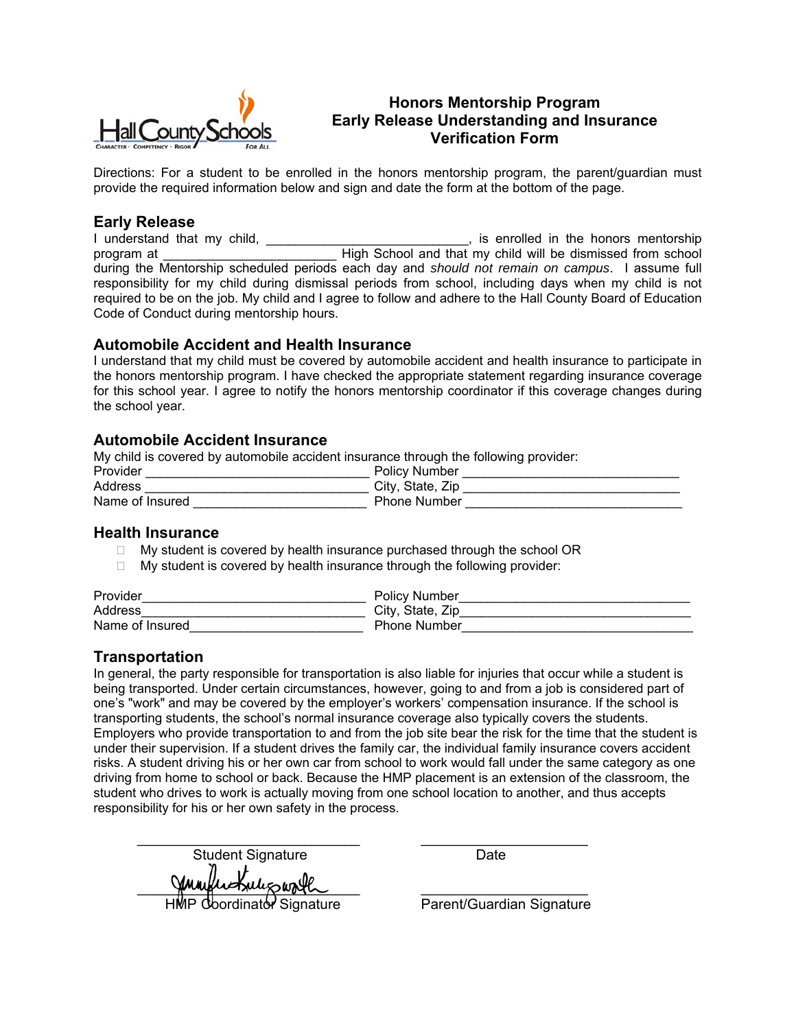# Honors Mentorship Program Early Release Understanding and Insurance Verification Form

Directions: For a student to be enrolled in the honors mentorship program, the parent/guardian must provide the required information below and sign and date the form at the bottom of the page.

## Early Release

I understand that my child, ____________________________, is enrolled in the honors mentorship program at _________________________ High School and that my child will be dismissed from school during the Mentorship scheduled periods each day and *should not remain on campus*. I assume full responsibility for my child during dismissal periods from school, including days when my child is not required to be on the job. My child and I agree to follow and adhere to the Hall County Board of Education Code of Conduct during mentorship hours.

## Automobile Accident and Health Insurance

I understand that my child must be covered by automobile accident and health insurance to participate in the honors mentorship program. I have checked the appropriate statement regarding insurance coverage for this school year. I agree to notify the honors mentorship coordinator if this coverage changes during the school year.

## Automobile Accident Insurance

My child is covered by automobile accident insurance through the following provider:

Provider _______________________________ Policy Number ______________________________

Address _______________________________ City, State, Zip ______________________________

Name of Insured ________________________ Phone Number ______________________________

## Health Insurance

- ☐ My student is covered by health insurance purchased through the school OR
- ☐ My student is covered by health insurance through the following provider:

Provider_______________________________ Policy Number________________________________

Address_______________________________ City, State, Zip________________________________

Name of Insured________________________ Phone Number________________________________

## Transportation

In general, the party responsible for transportation is also liable for injuries that occur while a student is being transported. Under certain circumstances, however, going to and from a job is considered part of one's "work" and may be covered by the employer's workers' compensation insurance. If the school is transporting students, the school's normal insurance coverage also typically covers the students. Employers who provide transportation to and from the job site bear the risk for the time that the student is under their supervision. If a student drives the family car, the individual family insurance covers accident risks. A student driving his or her own car from school to work would fall under the same category as one driving from home to school or back. Because the HMP placement is an extension of the classroom, the student who drives to work is actually moving from one school location to another, and thus accepts responsibility for his or her own safety in the process.

______________________________ ______________________

Student Signature Date

______________________________ ______________________

HMP Coordinator Signature Parent/Guardian Signature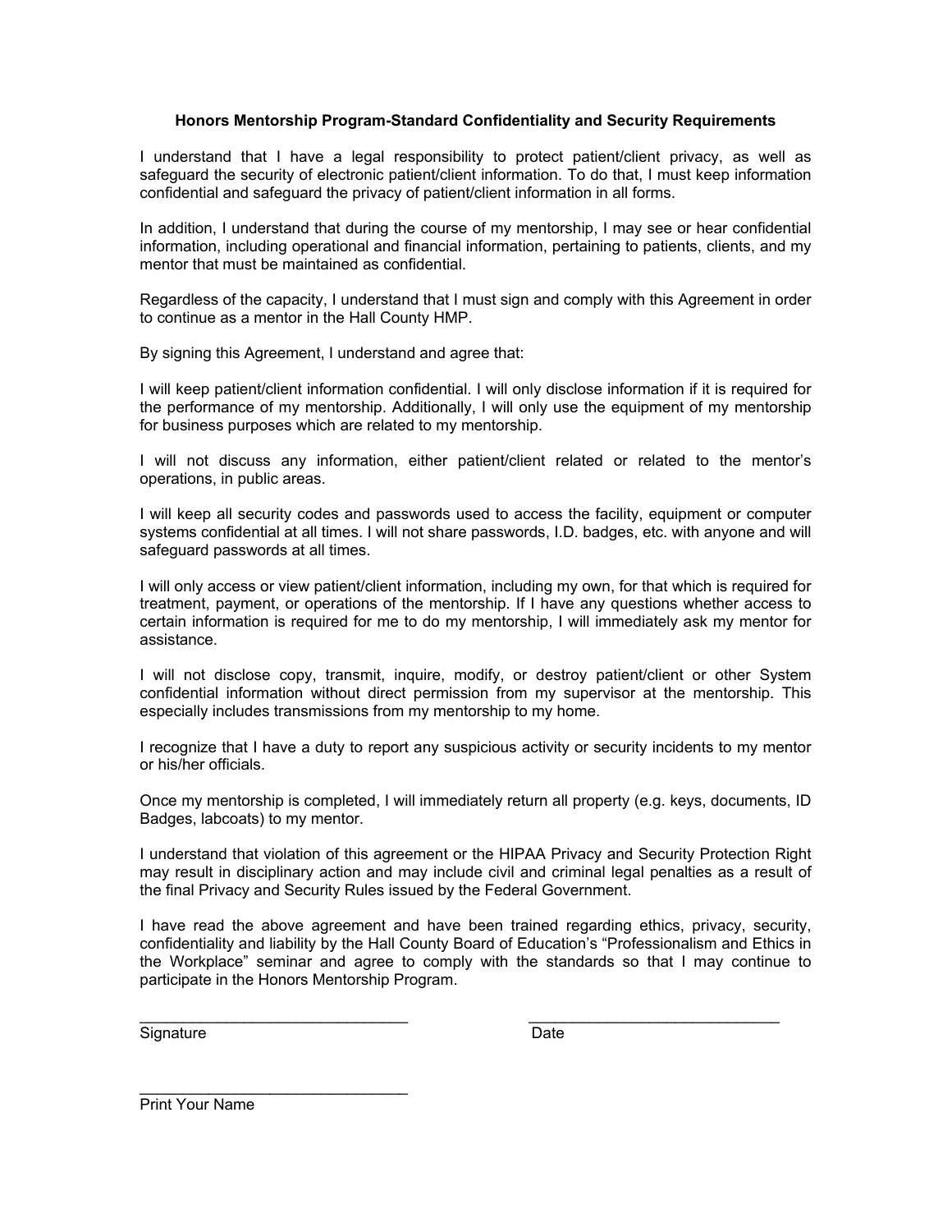### Honors Mentorship Program-Standard Confidentiality and Security Requirements

I understand that I have a legal responsibility to protect patient/client privacy, as well as safeguard the security of electronic patient/client information. To do that, I must keep information confidential and safeguard the privacy of patient/client information in all forms.

In addition, I understand that during the course of my mentorship, I may see or hear confidential information, including operational and financial information, pertaining to patients, clients, and my mentor that must be maintained as confidential.

Regardless of the capacity, I understand that I must sign and comply with this Agreement in order to continue as a mentor in the Hall County HMP.

By signing this Agreement, I understand and agree that:

I will keep patient/client information confidential. I will only disclose information if it is required for the performance of my mentorship. Additionally, I will only use the equipment of my mentorship for business purposes which are related to my mentorship.

I will not discuss any information, either patient/client related or related to the mentor's operations, in public areas.

I will keep all security codes and passwords used to access the facility, equipment or computer systems confidential at all times. I will not share passwords, I.D. badges, etc. with anyone and will safeguard passwords at all times.

I will only access or view patient/client information, including my own, for that which is required for treatment, payment, or operations of the mentorship. If I have any questions whether access to certain information is required for me to do my mentorship, I will immediately ask my mentor for assistance.

I will not disclose copy, transmit, inquire, modify, or destroy patient/client or other System confidential information without direct permission from my supervisor at the mentorship. This especially includes transmissions from my mentorship to my home.

I recognize that I have a duty to report any suspicious activity or security incidents to my mentor or his/her officials.

Once my mentorship is completed, I will immediately return all property (e.g. keys, documents, ID Badges, labcoats) to my mentor.

I understand that violation of this agreement or the HIPAA Privacy and Security Protection Right may result in disciplinary action and may include civil and criminal legal penalties as a result of the final Privacy and Security Rules issued by the Federal Government.

I have read the above agreement and have been trained regarding ethics, privacy, security, confidentiality and liability by the Hall County Board of Education's "Professionalism and Ethics in the Workplace" seminar and agree to comply with the standards so that I may continue to participate in the Honors Mentorship Program.

_______________________________ _______________________________

Signature Date

_______________________________

Print Your Name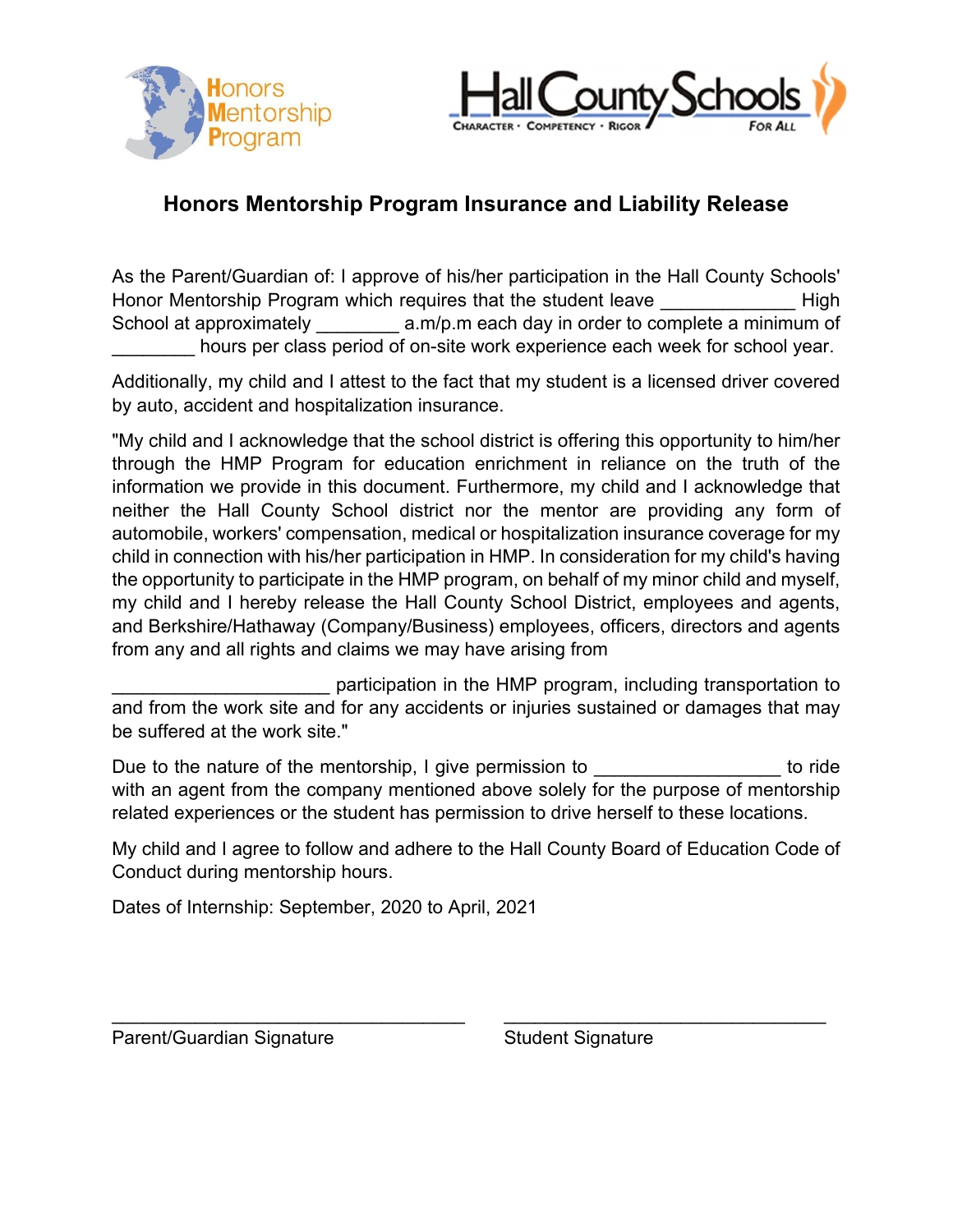# Honors Mentorship Program Insurance and Liability Release

As the Parent/Guardian of: I approve of his/her participation in the Hall County Schools' Honor Mentorship Program which requires that the student leave _____________ High School at approximately ________ a.m/p.m each day in order to complete a minimum of ________ hours per class period of on-site work experience each week for school year.

Additionally, my child and I attest to the fact that my student is a licensed driver covered by auto, accident and hospitalization insurance.

"My child and I acknowledge that the school district is offering this opportunity to him/her through the HMP Program for education enrichment in reliance on the truth of the information we provide in this document. Furthermore, my child and I acknowledge that neither the Hall County School district nor the mentor are providing any form of automobile, workers' compensation, medical or hospitalization insurance coverage for my child in connection with his/her participation in HMP. In consideration for my child's having the opportunity to participate in the HMP program, on behalf of my minor child and myself, my child and I hereby release the Hall County School District, employees and agents, and Berkshire/Hathaway (Company/Business) employees, officers, directors and agents from any and all rights and claims we may have arising from

_____________________ participation in the HMP program, including transportation to and from the work site and for any accidents or injuries sustained or damages that may be suffered at the work site."

Due to the nature of the mentorship, I give permission to __________________ to ride with an agent from the company mentioned above solely for the purpose of mentorship related experiences or the student has permission to drive herself to these locations.

My child and I agree to follow and adhere to the Hall County Board of Education Code of Conduct during mentorship hours.

Dates of Internship: September, 2020 to April, 2021

___________________________________ Parent/Guardian Signature

___________________________________ Student Signature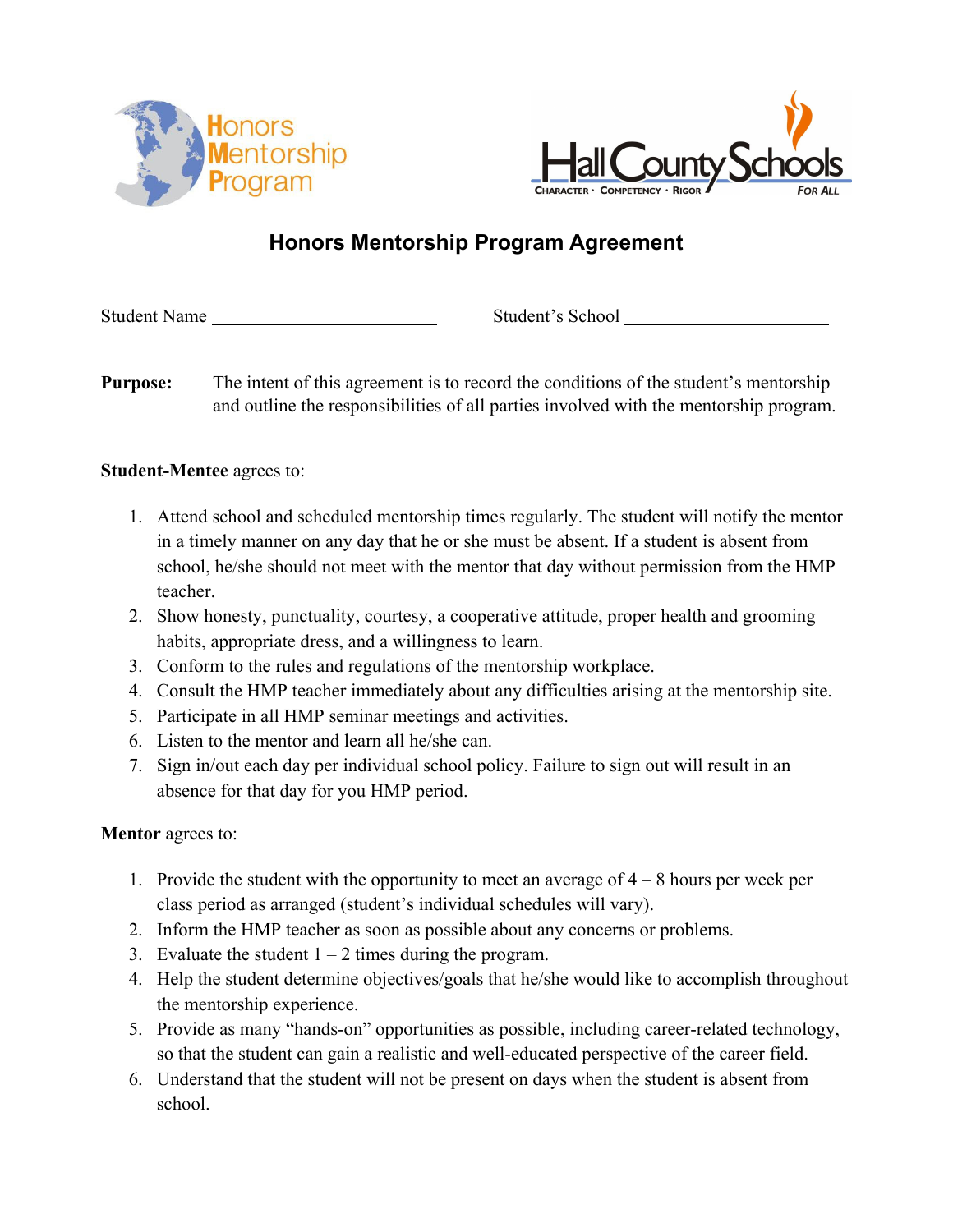Honors Mentorship Program

Hall County Schools
CHARACTER · COMPETENCY · RIGOR FOR ALL

# Honors Mentorship Program Agreement

Student Name ________________________ Student's School ______________________

**Purpose:** The intent of this agreement is to record the conditions of the student's mentorship and outline the responsibilities of all parties involved with the mentorship program.

**Student-Mentee** agrees to:

1. Attend school and scheduled mentorship times regularly. The student will notify the mentor in a timely manner on any day that he or she must be absent. If a student is absent from school, he/she should not meet with the mentor that day without permission from the HMP teacher.
2. Show honesty, punctuality, courtesy, a cooperative attitude, proper health and grooming habits, appropriate dress, and a willingness to learn.
3. Conform to the rules and regulations of the mentorship workplace.
4. Consult the HMP teacher immediately about any difficulties arising at the mentorship site.
5. Participate in all HMP seminar meetings and activities.
6. Listen to the mentor and learn all he/she can.
7. Sign in/out each day per individual school policy. Failure to sign out will result in an absence for that day for you HMP period.

**Mentor** agrees to:

1. Provide the student with the opportunity to meet an average of 4 – 8 hours per week per class period as arranged (student's individual schedules will vary).
2. Inform the HMP teacher as soon as possible about any concerns or problems.
3. Evaluate the student 1 – 2 times during the program.
4. Help the student determine objectives/goals that he/she would like to accomplish throughout the mentorship experience.
5. Provide as many "hands-on" opportunities as possible, including career-related technology, so that the student can gain a realistic and well-educated perspective of the career field.
6. Understand that the student will not be present on days when the student is absent from school.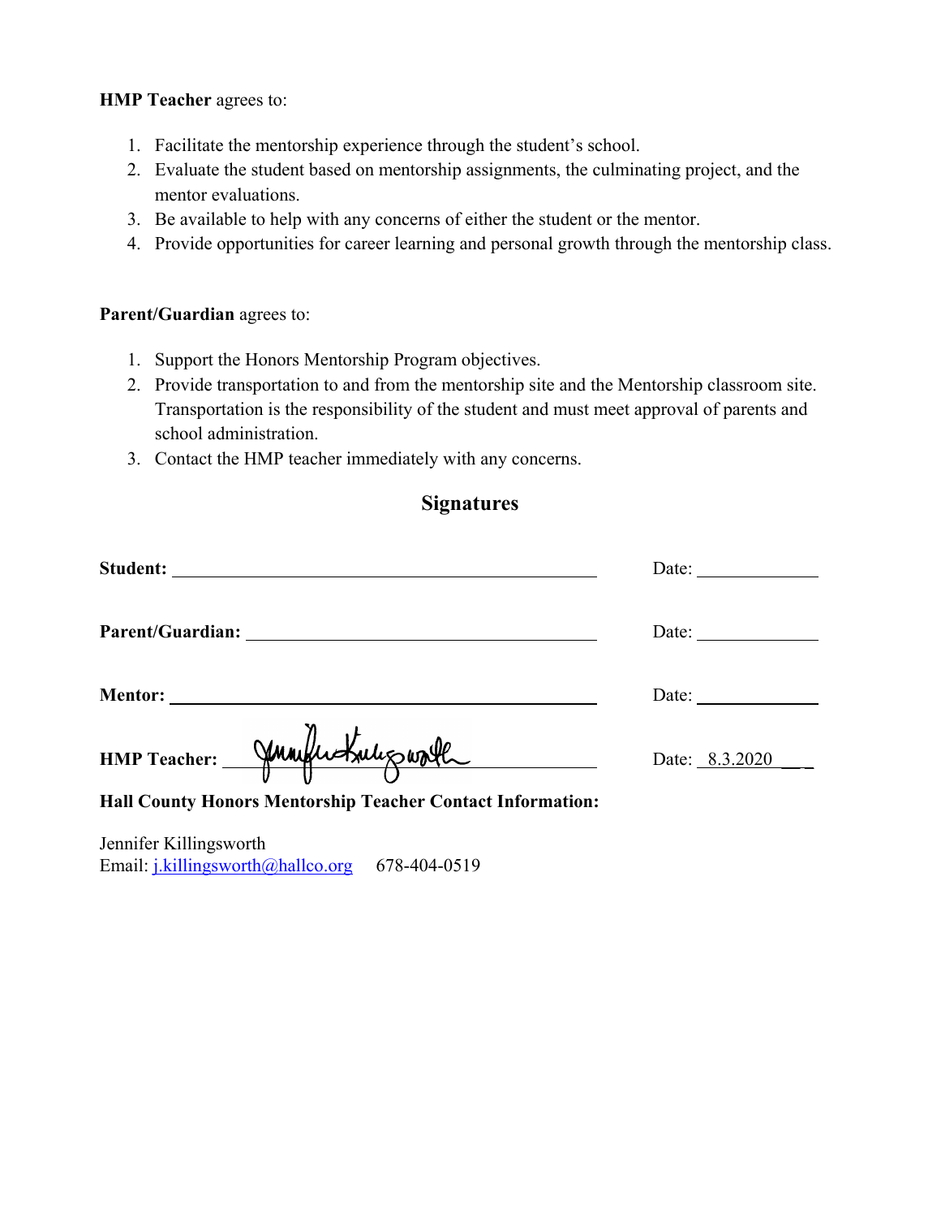**HMP Teacher** agrees to:

1. Facilitate the mentorship experience through the student's school.
2. Evaluate the student based on mentorship assignments, the culminating project, and the mentor evaluations.
3. Be available to help with any concerns of either the student or the mentor.
4. Provide opportunities for career learning and personal growth through the mentorship class.

**Parent/Guardian** agrees to:

1. Support the Honors Mentorship Program objectives.
2. Provide transportation to and from the mentorship site and the Mentorship classroom site. Transportation is the responsibility of the student and must meet approval of parents and school administration.
3. Contact the HMP teacher immediately with any concerns.

## Signatures

**Student:** ______________________________ Date: ____________

**Parent/Guardian:** ______________________________ Date: ____________

**Mentor:** ______________________________ Date: ____________

**HMP Teacher:** Jennifer Killingsworth Date: 8.3.2020

**Hall County Honors Mentorship Teacher Contact Information:**

Jennifer Killingsworth
Email: j.killingsworth@hallco.org 678-404-0519